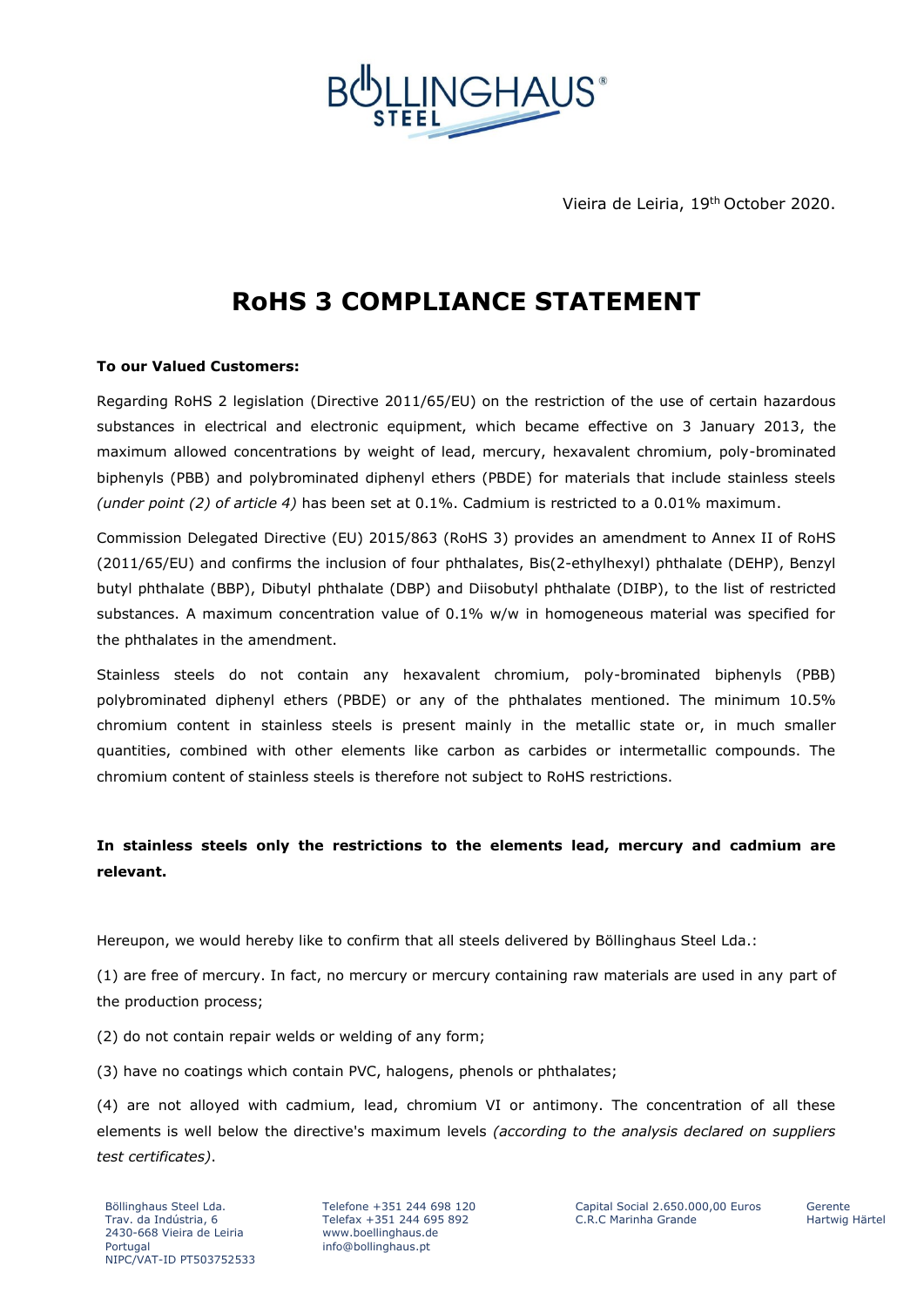Vieira de Leiria, 19th October 2020.

# RoHS 3 COMPLIANCE STATEMENT

**To our Valued Customers:**

Regarding RoHS 2 legislation (Directive 2011/65/EU) on the restriction of the use of certain hazardous substances in electrical and electronic equipment, which became effective on 3 January 2013, the maximum allowed concentrations by weight of lead, mercury, hexavalent chromium, poly-brominated biphenyls (PBB) and polybrominated diphenyl ethers (PBDE) for materials that include stainless steels *(under point (2) of article 4)* has been set at 0.1%. Cadmium is restricted to a 0.01% maximum.

Commission Delegated Directive (EU) 2015/863 (RoHS 3) provides an amendment to Annex II of RoHS (2011/65/EU) and confirms the inclusion of four phthalates, Bis(2-ethylhexyl) phthalate (DEHP), Benzyl butyl phthalate (BBP), Dibutyl phthalate (DBP) and Diisobutyl phthalate (DIBP), to the list of restricted substances. A maximum concentration value of 0.1% w/w in homogeneous material was specified for the phthalates in the amendment.

Stainless steels do not contain any hexavalent chromium, poly-brominated biphenyls (PBB) polybrominated diphenyl ethers (PBDE) or any of the phthalates mentioned. The minimum 10.5% chromium content in stainless steels is present mainly in the metallic state or, in much smaller quantities, combined with other elements like carbon as carbides or intermetallic compounds. The chromium content of stainless steels is therefore not subject to RoHS restrictions.

**In stainless steels only the restrictions to the elements lead, mercury and cadmium are relevant.**

Hereupon, we would hereby like to confirm that all steels delivered by Böllinghaus Steel Lda.:

(1) are free of mercury. In fact, no mercury or mercury containing raw materials are used in any part of the production process;

(2) do not contain repair welds or welding of any form;

(3) have no coatings which contain PVC, halogens, phenols or phthalates;

(4) are not alloyed with cadmium, lead, chromium VI or antimony. The concentration of all these elements is well below the directive's maximum levels *(according to the analysis declared on suppliers test certificates)*.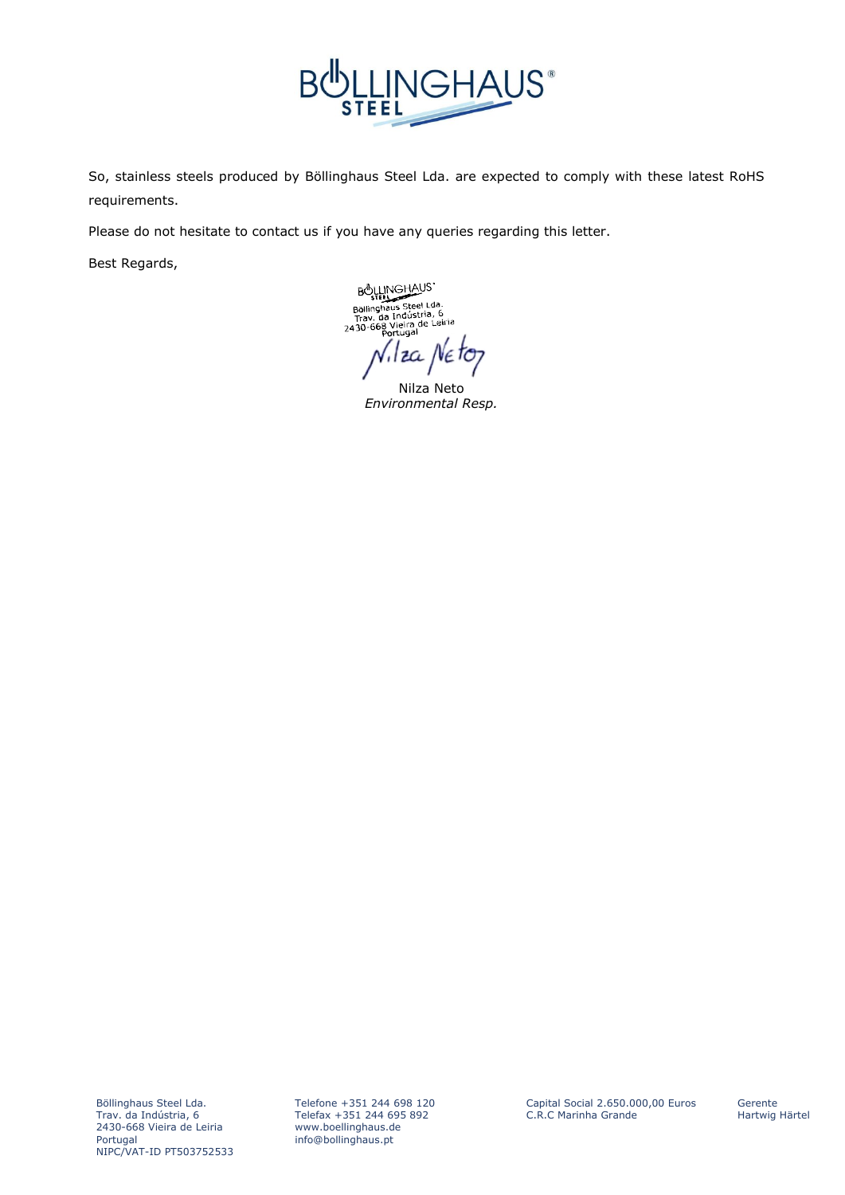So, stainless steels produced by Böllinghaus Steel Lda. are expected to comply with these latest RoHS requirements.

Please do not hesitate to contact us if you have any queries regarding this letter.

Best Regards,

Böllinghaus Steel Lda.
Trav. da Indústria, 6
2430-668 Vieira de Leiria
Portugal

Nilza Neto
*Environmental Resp.*

Böllinghaus Steel Lda.
Trav. da Indústria, 6
2430-668 Vieira de Leiria
Portugal
NIPC/VAT-ID PT503752533

Telefone +351 244 698 120
Telefax +351 244 695 892
www.boellinghaus.de
info@bollinghaus.pt

Capital Social 2.650.000,00 Euros
C.R.C Marinha Grande

Gerente
Hartwig Härtel